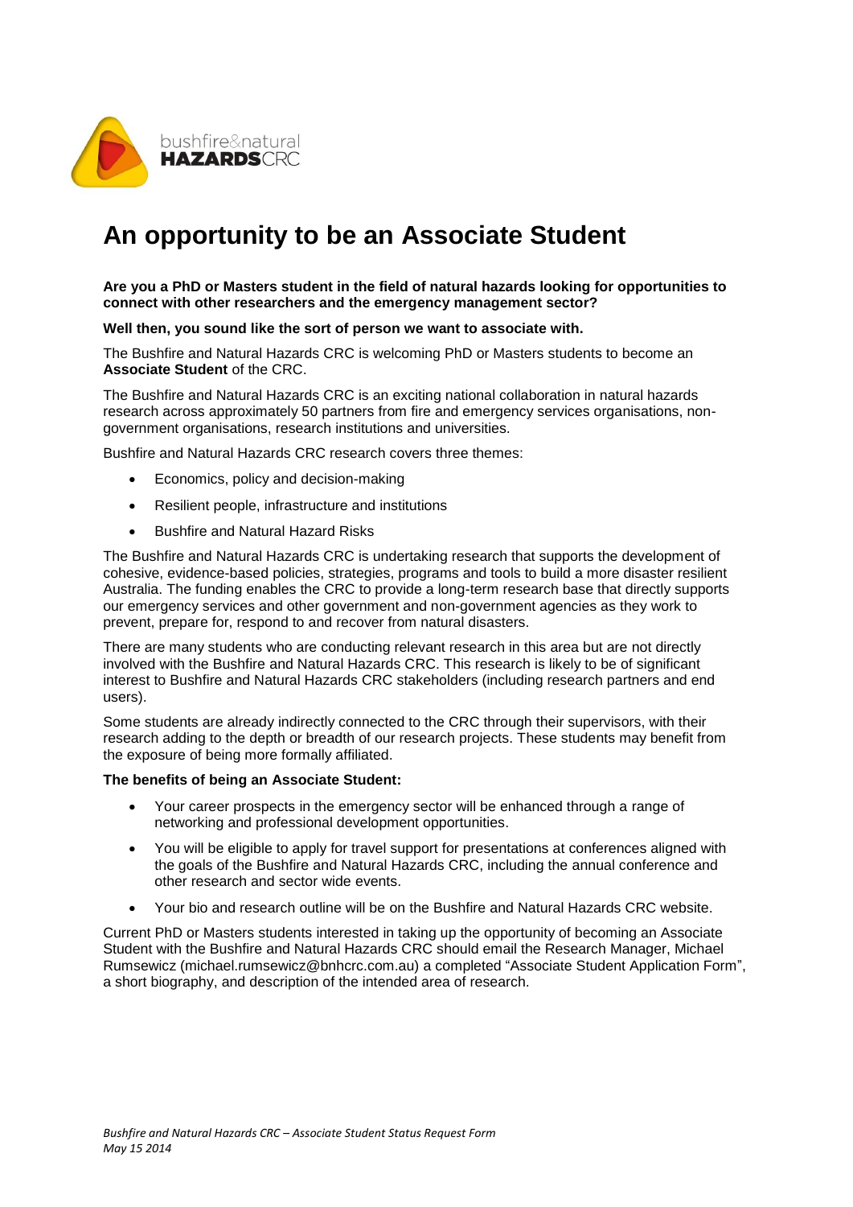# An opportunity to be an Associate Student

**Are you a PhD or Masters student in the field of natural hazards looking for opportunities to connect with other researchers and the emergency management sector?**

**Well then, you sound like the sort of person we want to associate with.**

The Bushfire and Natural Hazards CRC is welcoming PhD or Masters students to become an **Associate Student** of the CRC.

The Bushfire and Natural Hazards CRC is an exciting national collaboration in natural hazards research across approximately 50 partners from fire and emergency services organisations, non-government organisations, research institutions and universities.

Bushfire and Natural Hazards CRC research covers three themes:

- Economics, policy and decision-making
- Resilient people, infrastructure and institutions
- Bushfire and Natural Hazard Risks

The Bushfire and Natural Hazards CRC is undertaking research that supports the development of cohesive, evidence-based policies, strategies, programs and tools to build a more disaster resilient Australia. The funding enables the CRC to provide a long-term research base that directly supports our emergency services and other government and non-government agencies as they work to prevent, prepare for, respond to and recover from natural disasters.

There are many students who are conducting relevant research in this area but are not directly involved with the Bushfire and Natural Hazards CRC. This research is likely to be of significant interest to Bushfire and Natural Hazards CRC stakeholders (including research partners and end users).

Some students are already indirectly connected to the CRC through their supervisors, with their research adding to the depth or breadth of our research projects. These students may benefit from the exposure of being more formally affiliated.

**The benefits of being an Associate Student:**

- Your career prospects in the emergency sector will be enhanced through a range of networking and professional development opportunities.
- You will be eligible to apply for travel support for presentations at conferences aligned with the goals of the Bushfire and Natural Hazards CRC, including the annual conference and other research and sector wide events.
- Your bio and research outline will be on the Bushfire and Natural Hazards CRC website.

Current PhD or Masters students interested in taking up the opportunity of becoming an Associate Student with the Bushfire and Natural Hazards CRC should email the Research Manager, Michael Rumsewicz (michael.rumsewicz@bnhcrc.com.au) a completed "Associate Student Application Form", a short biography, and description of the intended area of research.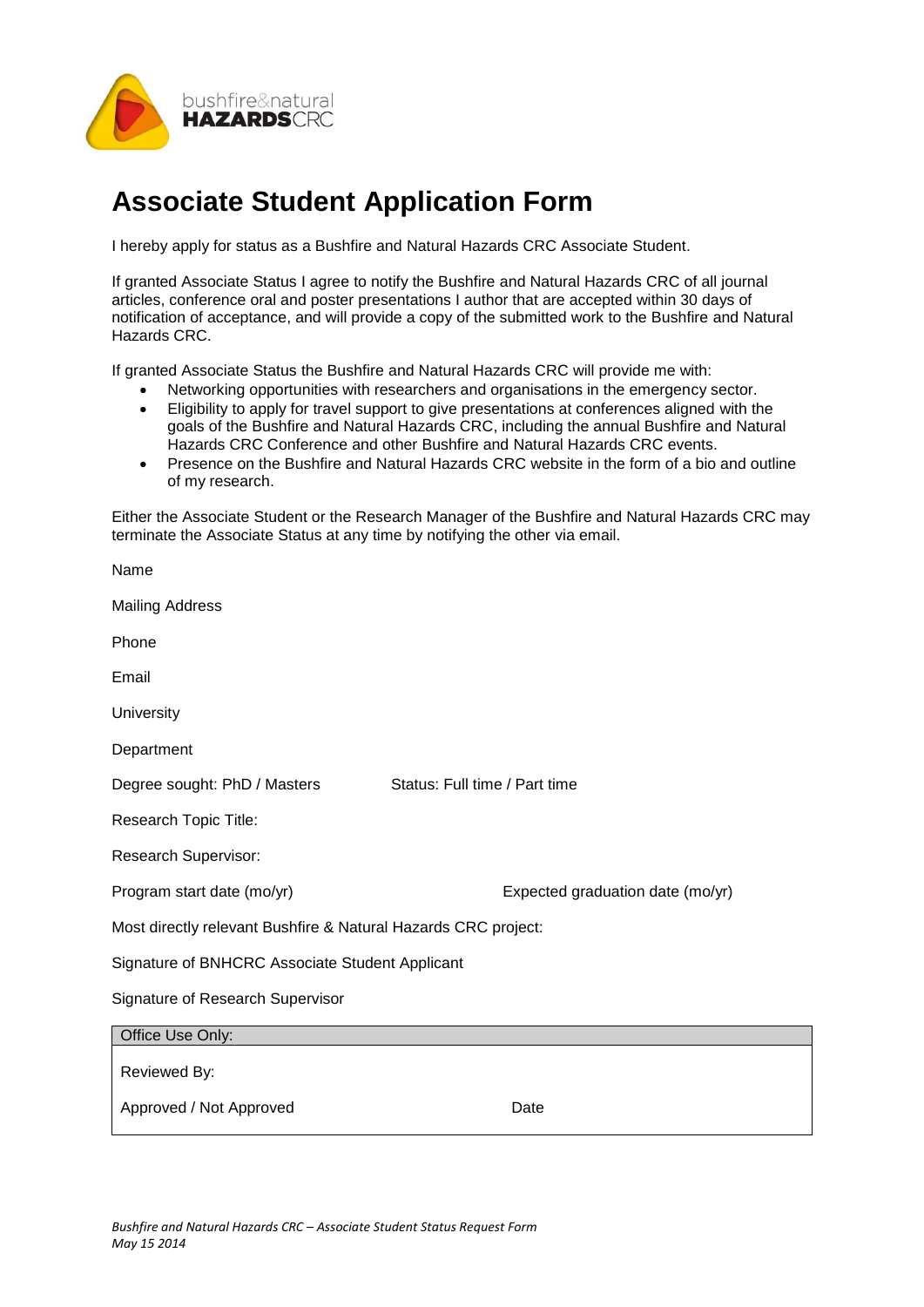# Associate Student Application Form

I hereby apply for status as a Bushfire and Natural Hazards CRC Associate Student.

If granted Associate Status I agree to notify the Bushfire and Natural Hazards CRC of all journal articles, conference oral and poster presentations I author that are accepted within 30 days of notification of acceptance, and will provide a copy of the submitted work to the Bushfire and Natural Hazards CRC.

If granted Associate Status the Bushfire and Natural Hazards CRC will provide me with:

- Networking opportunities with researchers and organisations in the emergency sector.
- Eligibility to apply for travel support to give presentations at conferences aligned with the goals of the Bushfire and Natural Hazards CRC, including the annual Bushfire and Natural Hazards CRC Conference and other Bushfire and Natural Hazards CRC events.
- Presence on the Bushfire and Natural Hazards CRC website in the form of a bio and outline of my research.

Either the Associate Student or the Research Manager of the Bushfire and Natural Hazards CRC may terminate the Associate Status at any time by notifying the other via email.

Name

Mailing Address

Phone

Email

University

Department

Degree sought: PhD / Masters    Status: Full time / Part time

Research Topic Title:

Research Supervisor:

Program start date (mo/yr)    Expected graduation date (mo/yr)

Most directly relevant Bushfire & Natural Hazards CRC project:

Signature of BNHCRC Associate Student Applicant

Signature of Research Supervisor

| Office Use Only: | |
|---|---|
| Reviewed By: | |
| Approved / Not Approved | Date |

*Bushfire and Natural Hazards CRC – Associate Student Status Request Form*
*May 15 2014*